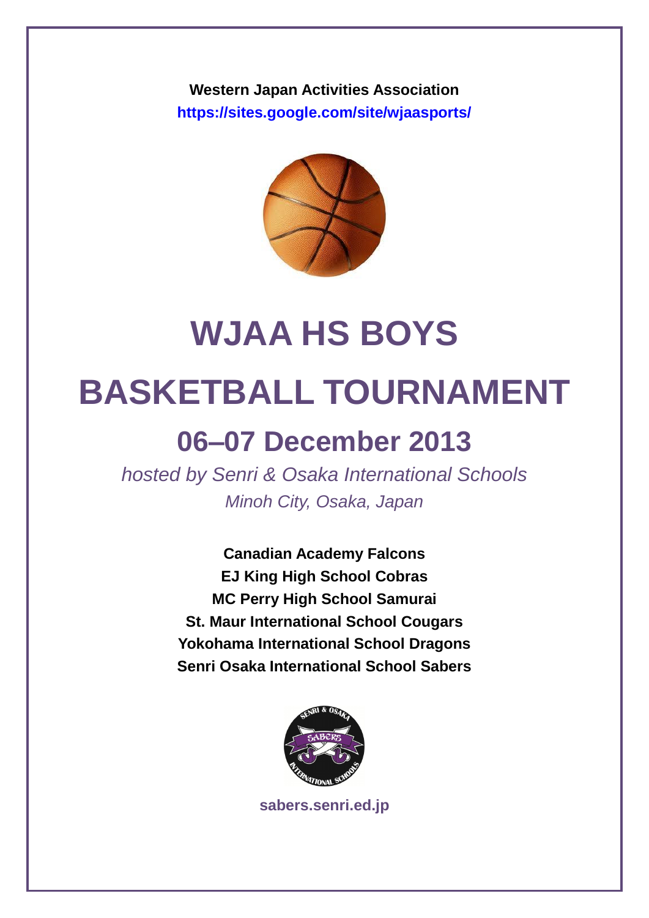**Western Japan Activities Association**
**https://sites.google.com/site/wjaasports/**

# WJAA HS BOYS

# BASKETBALL TOURNAMENT

## 06–07 December 2013

*hosted by Senri & Osaka International Schools*
*Minoh City, Osaka, Japan*

**Canadian Academy Falcons**
**EJ King High School Cobras**
**MC Perry High School Samurai**
**St. Maur International School Cougars**
**Yokohama International School Dragons**
**Senri Osaka International School Sabers**

**sabers.senri.ed.jp**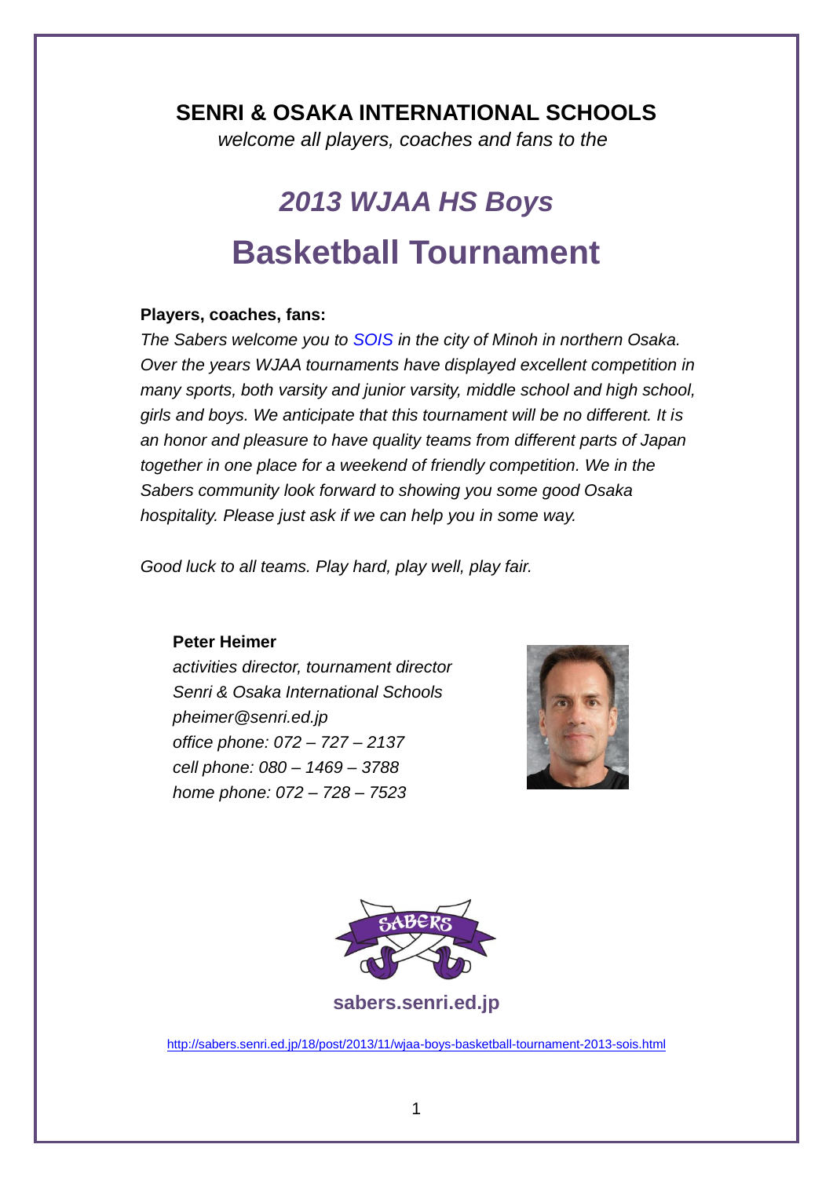**SENRI & OSAKA INTERNATIONAL SCHOOLS**

*welcome all players, coaches and fans to the*

# *2013 WJAA HS Boys*

# Basketball Tournament

**Players, coaches, fans:**

*The Sabers welcome you to SOIS in the city of Minoh in northern Osaka. Over the years WJAA tournaments have displayed excellent competition in many sports, both varsity and junior varsity, middle school and high school, girls and boys. We anticipate that this tournament will be no different. It is an honor and pleasure to have quality teams from different parts of Japan together in one place for a weekend of friendly competition. We in the Sabers community look forward to showing you some good Osaka hospitality. Please just ask if we can help you in some way.*

*Good luck to all teams. Play hard, play well, play fair.*

**Peter Heimer**
*activities director, tournament director*
*Senri & Osaka International Schools*
*pheimer@senri.ed.jp*
*office phone: 072 – 727 – 2137*
*cell phone: 080 – 1469 – 3788*
*home phone: 072 – 728 – 7523*

**sabers.senri.ed.jp**

http://sabers.senri.ed.jp/18/post/2013/11/wjaa-boys-basketball-tournament-2013-sois.html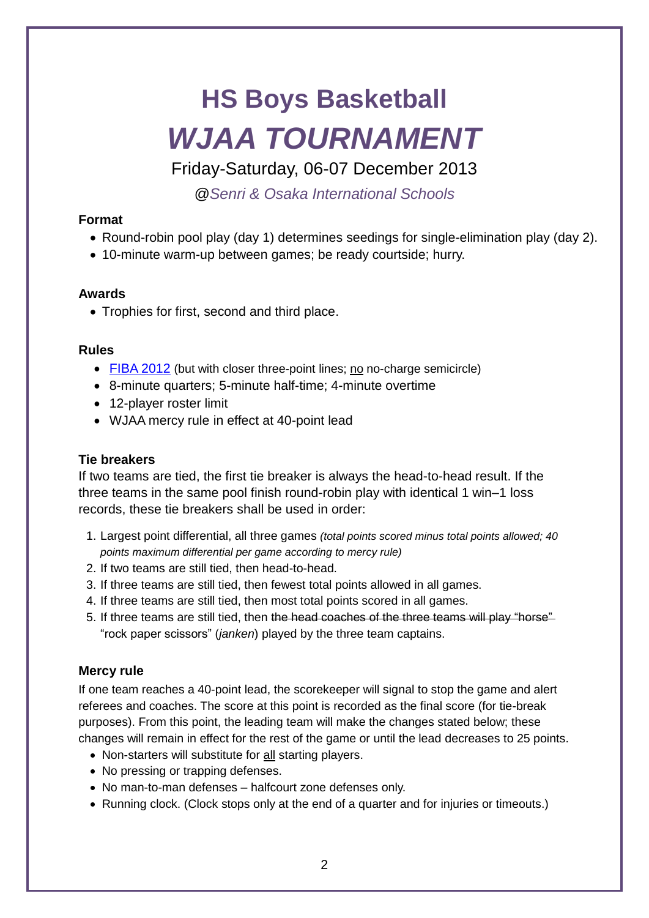# HS Boys Basketball

# *WJAA TOURNAMENT*

Friday-Saturday, 06-07 December 2013

@*Senri & Osaka International Schools*

**Format**

- Round-robin pool play (day 1) determines seedings for single-elimination play (day 2).
- 10-minute warm-up between games; be ready courtside; hurry.

**Awards**

- Trophies for first, second and third place.

**Rules**

- [FIBA 2012]() (but with closer three-point lines; <u>no</u> no-charge semicircle)
- 8-minute quarters; 5-minute half-time; 4-minute overtime
- 12-player roster limit
- WJAA mercy rule in effect at 40-point lead

**Tie breakers**

If two teams are tied, the first tie breaker is always the head-to-head result. If the three teams in the same pool finish round-robin play with identical 1 win–1 loss records, these tie breakers shall be used in order:

1. Largest point differential, all three games *(total points scored minus total points allowed; 40 points maximum differential per game according to mercy rule)*
2. If two teams are still tied, then head-to-head.
3. If three teams are still tied, then fewest total points allowed in all games.
4. If three teams are still tied, then most total points scored in all games.
5. If three teams are still tied, then ~~the head coaches of the three teams will play "horse"~~ "rock paper scissors" (*janken*) played by the three team captains.

**Mercy rule**

If one team reaches a 40-point lead, the scorekeeper will signal to stop the game and alert referees and coaches. The score at this point is recorded as the final score (for tie-break purposes). From this point, the leading team will make the changes stated below; these changes will remain in effect for the rest of the game or until the lead decreases to 25 points.

- Non-starters will substitute for <u>all</u> starting players.
- No pressing or trapping defenses.
- No man-to-man defenses – halfcourt zone defenses only.
- Running clock. (Clock stops only at the end of a quarter and for injuries or timeouts.)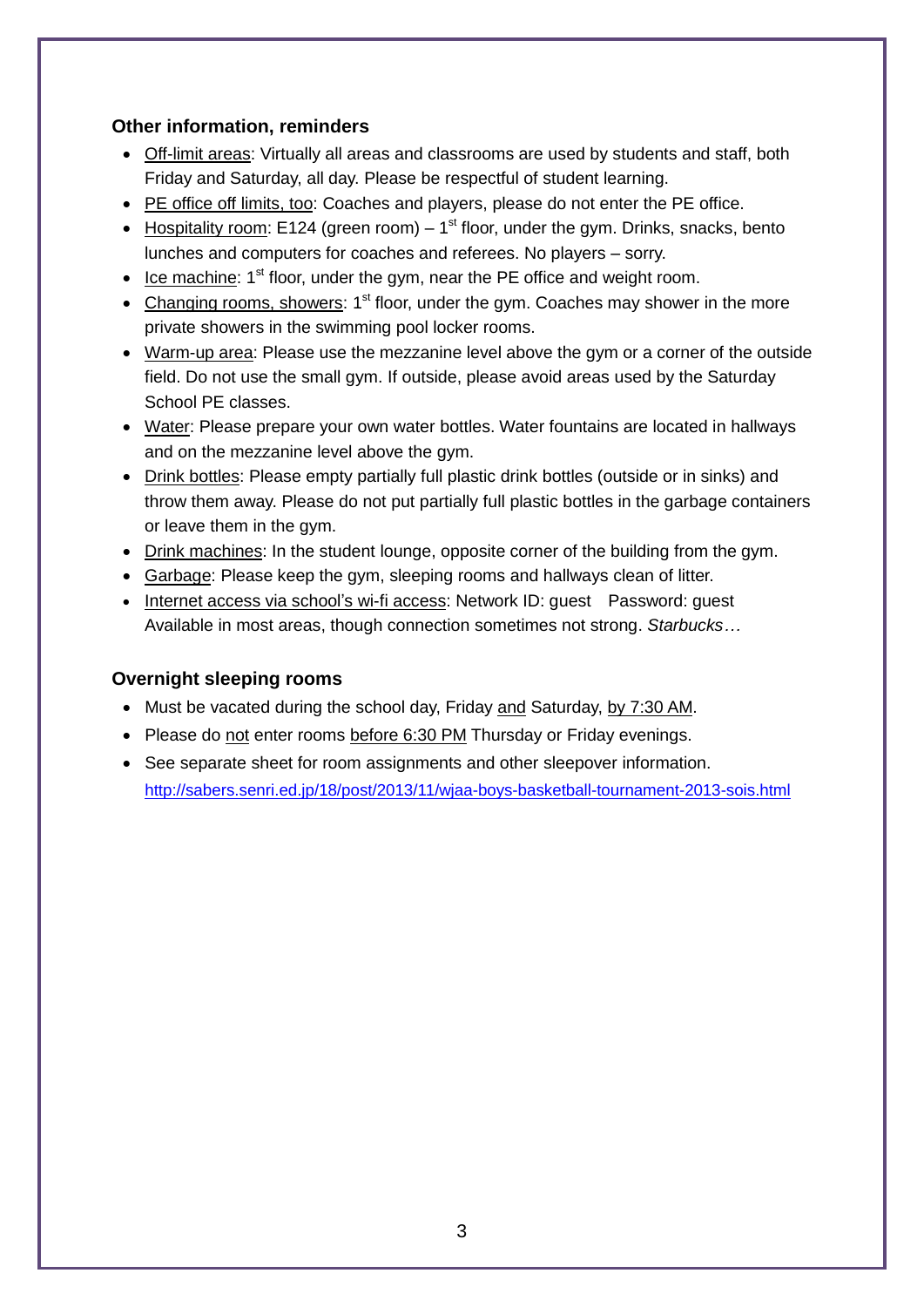### Other information, reminders

- Off-limit areas: Virtually all areas and classrooms are used by students and staff, both Friday and Saturday, all day. Please be respectful of student learning.
- PE office off limits, too: Coaches and players, please do not enter the PE office.
- Hospitality room: E124 (green room) – 1st floor, under the gym. Drinks, snacks, bento lunches and computers for coaches and referees. No players – sorry.
- Ice machine: 1st floor, under the gym, near the PE office and weight room.
- Changing rooms, showers: 1st floor, under the gym. Coaches may shower in the more private showers in the swimming pool locker rooms.
- Warm-up area: Please use the mezzanine level above the gym or a corner of the outside field. Do not use the small gym. If outside, please avoid areas used by the Saturday School PE classes.
- Water: Please prepare your own water bottles. Water fountains are located in hallways and on the mezzanine level above the gym.
- Drink bottles: Please empty partially full plastic drink bottles (outside or in sinks) and throw them away. Please do not put partially full plastic bottles in the garbage containers or leave them in the gym.
- Drink machines: In the student lounge, opposite corner of the building from the gym.
- Garbage: Please keep the gym, sleeping rooms and hallways clean of litter.
- Internet access via school's wi-fi access: Network ID: guest  Password: guest
  Available in most areas, though connection sometimes not strong. *Starbucks…*

### Overnight sleeping rooms

- Must be vacated during the school day, Friday and Saturday, by 7:30 AM.
- Please do not enter rooms before 6:30 PM Thursday or Friday evenings.
- See separate sheet for room assignments and other sleepover information.
  http://sabers.senri.ed.jp/18/post/2013/11/wjaa-boys-basketball-tournament-2013-sois.html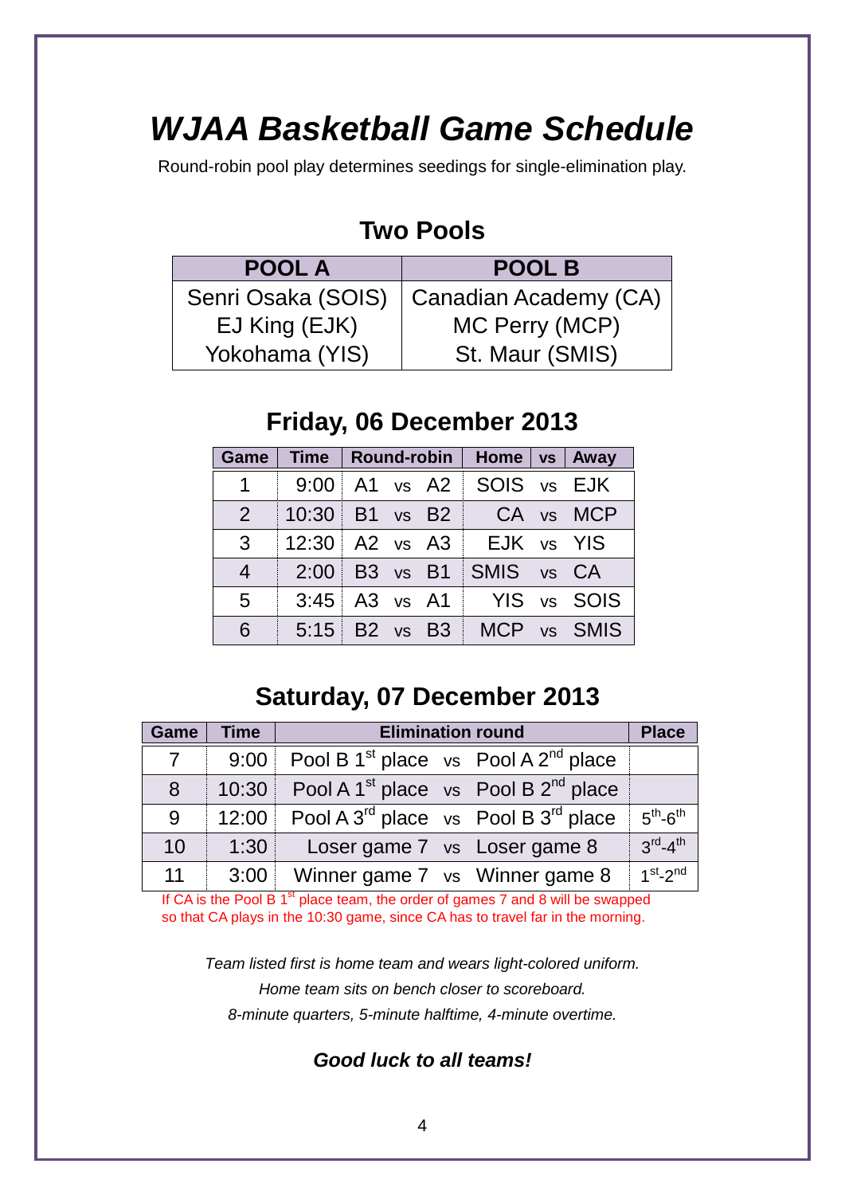# *WJAA Basketball Game Schedule*

Round-robin pool play determines seedings for single-elimination play.

## Two Pools

| POOL A | POOL B |
|---|---|
| Senri Osaka (SOIS) | Canadian Academy (CA) |
| EJ King (EJK) | MC Perry (MCP) |
| Yokohama (YIS) | St. Maur (SMIS) |

## Friday, 06 December 2013

| Game | Time | Round-robin | Home | vs | Away |
|---|---|---|---|---|---|
| 1 | 9:00 | A1 vs A2 | SOIS | vs | EJK |
| 2 | 10:30 | B1 vs B2 | CA | vs | MCP |
| 3 | 12:30 | A2 vs A3 | EJK | vs | YIS |
| 4 | 2:00 | B3 vs B1 | SMIS | vs | CA |
| 5 | 3:45 | A3 vs A1 | YIS | vs | SOIS |
| 6 | 5:15 | B2 vs B3 | MCP | vs | SMIS |

## Saturday, 07 December 2013

| Game | Time | Elimination round | Place |
|---|---|---|---|
| 7 | 9:00 | Pool B 1st place vs Pool A 2nd place | |
| 8 | 10:30 | Pool A 1st place vs Pool B 2nd place | |
| 9 | 12:00 | Pool A 3rd place vs Pool B 3rd place | 5th-6th |
| 10 | 1:30 | Loser game 7 vs Loser game 8 | 3rd-4th |
| 11 | 3:00 | Winner game 7 vs Winner game 8 | 1st-2nd |

If CA is the Pool B 1st place team, the order of games 7 and 8 will be swapped so that CA plays in the 10:30 game, since CA has to travel far in the morning.

*Team listed first is home team and wears light-colored uniform.*

*Home team sits on bench closer to scoreboard.*

*8-minute quarters, 5-minute halftime, 4-minute overtime.*

***Good luck to all teams!***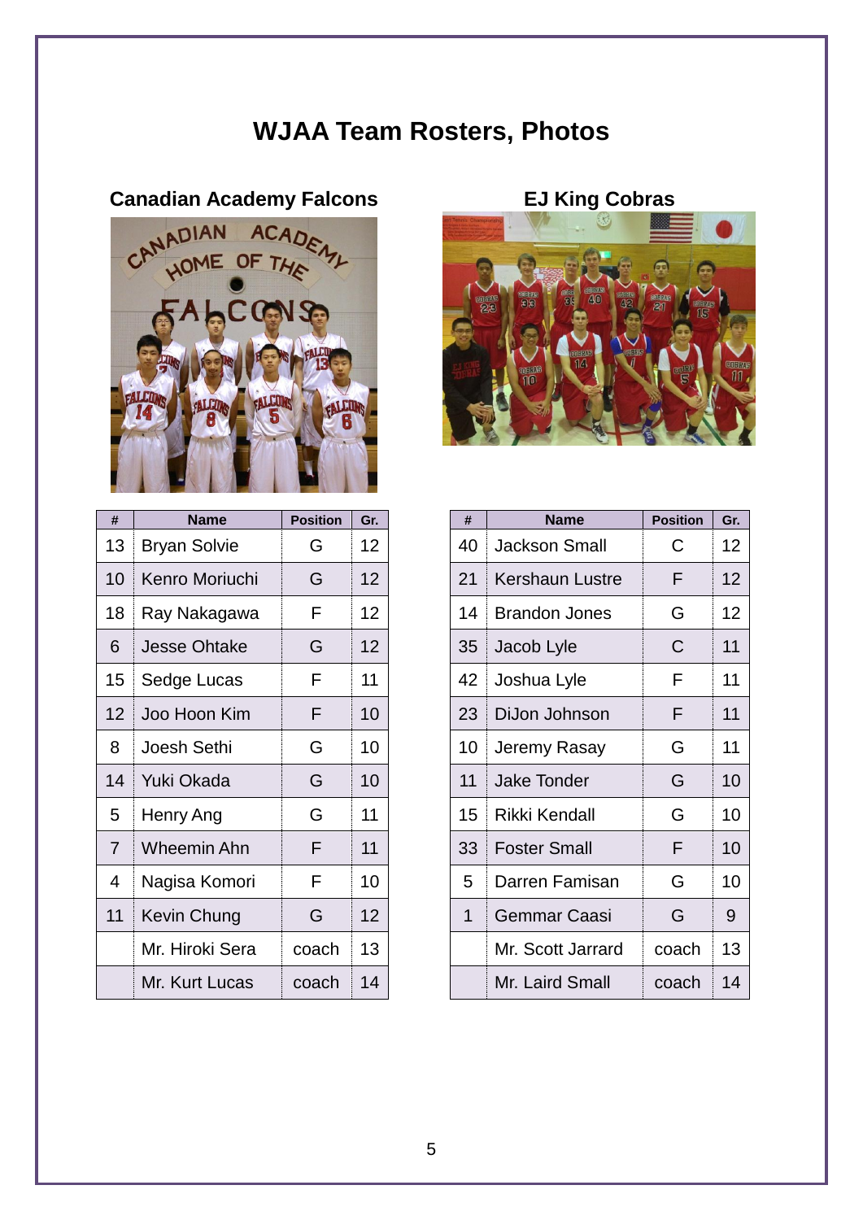# WJAA Team Rosters, Photos

## Canadian Academy Falcons

| # | Name | Position | Gr. |
|---|---|---|---|
| 13 | Bryan Solvie | G | 12 |
| 10 | Kenro Moriuchi | G | 12 |
| 18 | Ray Nakagawa | F | 12 |
| 6 | Jesse Ohtake | G | 12 |
| 15 | Sedge Lucas | F | 11 |
| 12 | Joo Hoon Kim | F | 10 |
| 8 | Joesh Sethi | G | 10 |
| 14 | Yuki Okada | G | 10 |
| 5 | Henry Ang | G | 11 |
| 7 | Wheemin Ahn | F | 11 |
| 4 | Nagisa Komori | F | 10 |
| 11 | Kevin Chung | G | 12 |
| | Mr. Hiroki Sera | coach | 13 |
| | Mr. Kurt Lucas | coach | 14 |

## EJ King Cobras

| # | Name | Position | Gr. |
|---|---|---|---|
| 40 | Jackson Small | C | 12 |
| 21 | Kershaun Lustre | F | 12 |
| 14 | Brandon Jones | G | 12 |
| 35 | Jacob Lyle | C | 11 |
| 42 | Joshua Lyle | F | 11 |
| 23 | DiJon Johnson | F | 11 |
| 10 | Jeremy Rasay | G | 11 |
| 11 | Jake Tonder | G | 10 |
| 15 | Rikki Kendall | G | 10 |
| 33 | Foster Small | F | 10 |
| 5 | Darren Famisan | G | 10 |
| 1 | Gemmar Caasi | G | 9 |
| | Mr. Scott Jarrard | coach | 13 |
| | Mr. Laird Small | coach | 14 |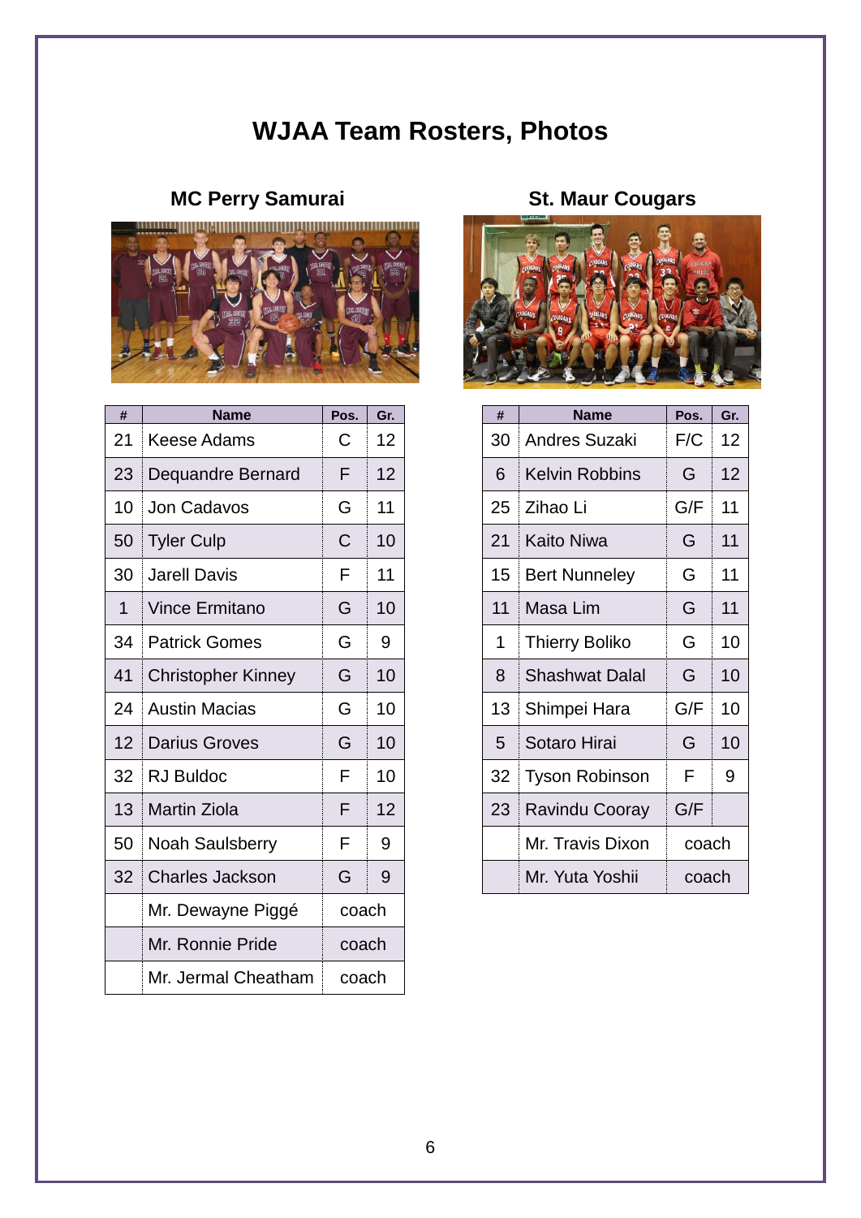# WJAA Team Rosters, Photos

## MC Perry Samurai

| # | Name | Pos. | Gr. |
|---|---|---|---|
| 21 | Keese Adams | C | 12 |
| 23 | Dequandre Bernard | F | 12 |
| 10 | Jon Cadavos | G | 11 |
| 50 | Tyler Culp | C | 10 |
| 30 | Jarell Davis | F | 11 |
| 1 | Vince Ermitano | G | 10 |
| 34 | Patrick Gomes | G | 9 |
| 41 | Christopher Kinney | G | 10 |
| 24 | Austin Macias | G | 10 |
| 12 | Darius Groves | G | 10 |
| 32 | RJ Buldoc | F | 10 |
| 13 | Martin Ziola | F | 12 |
| 50 | Noah Saulsberry | F | 9 |
| 32 | Charles Jackson | G | 9 |
| | Mr. Dewayne Piggé | coach | |
| | Mr. Ronnie Pride | coach | |
| | Mr. Jermal Cheatham | coach | |

## St. Maur Cougars

| # | Name | Pos. | Gr. |
|---|---|---|---|
| 30 | Andres Suzaki | F/C | 12 |
| 6 | Kelvin Robbins | G | 12 |
| 25 | Zihao Li | G/F | 11 |
| 21 | Kaito Niwa | G | 11 |
| 15 | Bert Nunneley | G | 11 |
| 11 | Masa Lim | G | 11 |
| 1 | Thierry Boliko | G | 10 |
| 8 | Shashwat Dalal | G | 10 |
| 13 | Shimpei Hara | G/F | 10 |
| 5 | Sotaro Hirai | G | 10 |
| 32 | Tyson Robinson | F | 9 |
| 23 | Ravindu Cooray | G/F | |
| | Mr. Travis Dixon | coach | |
| | Mr. Yuta Yoshii | coach | |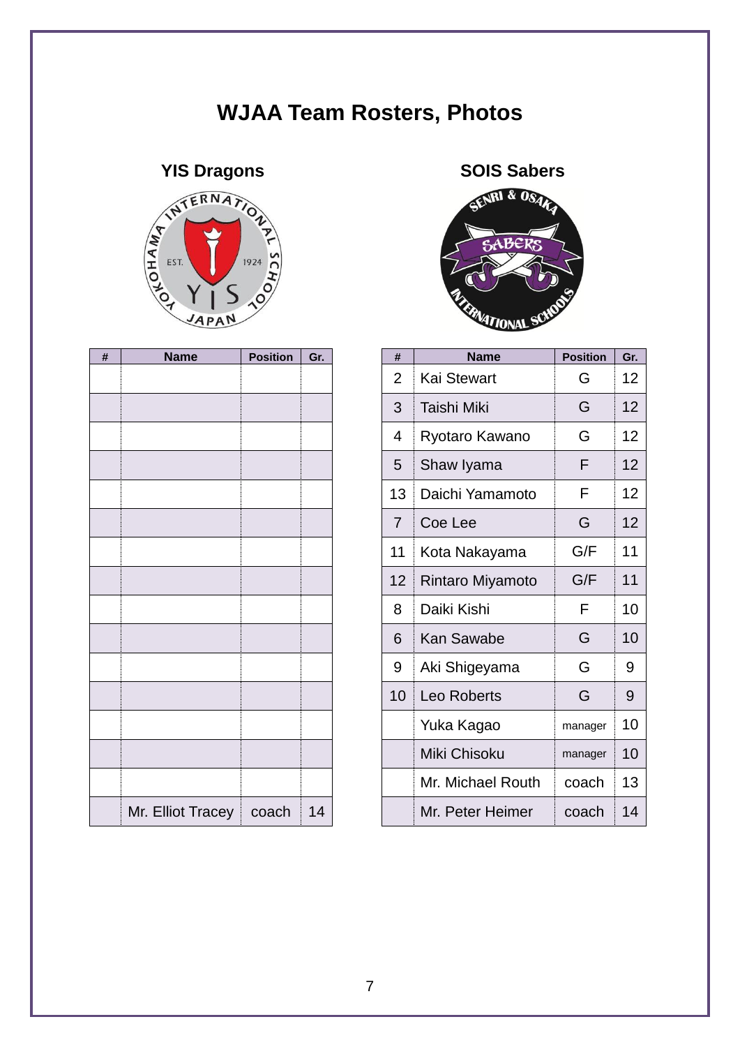# WJAA Team Rosters, Photos

## YIS Dragons

| # | Name | Position | Gr. |
|---|---|---|---|
| | | | |
| | | | |
| | | | |
| | | | |
| | | | |
| | | | |
| | | | |
| | | | |
| | | | |
| | | | |
| | | | |
| | | | |
| | | | |
| | | | |
| | | | |
| | Mr. Elliot Tracey | coach | 14 |

## SOIS Sabers

| # | Name | Position | Gr. |
|---|---|---|---|
| 2 | Kai Stewart | G | 12 |
| 3 | Taishi Miki | G | 12 |
| 4 | Ryotaro Kawano | G | 12 |
| 5 | Shaw Iyama | F | 12 |
| 13 | Daichi Yamamoto | F | 12 |
| 7 | Coe Lee | G | 12 |
| 11 | Kota Nakayama | G/F | 11 |
| 12 | Rintaro Miyamoto | G/F | 11 |
| 8 | Daiki Kishi | F | 10 |
| 6 | Kan Sawabe | G | 10 |
| 9 | Aki Shigeyama | G | 9 |
| 10 | Leo Roberts | G | 9 |
| | Yuka Kagao | manager | 10 |
| | Miki Chisoku | manager | 10 |
| | Mr. Michael Routh | coach | 13 |
| | Mr. Peter Heimer | coach | 14 |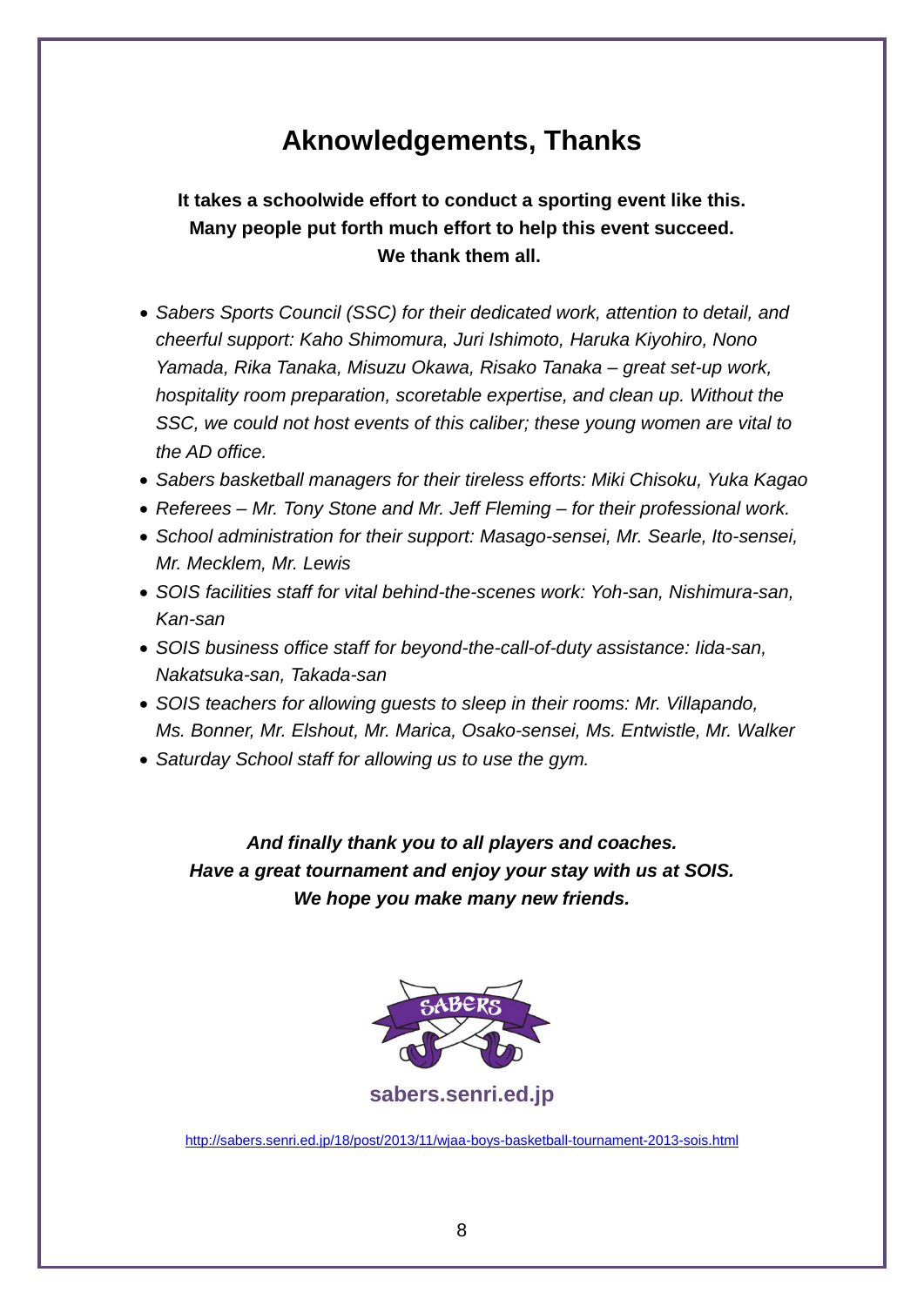# Aknowledgements, Thanks

**It takes a schoolwide effort to conduct a sporting event like this.**
**Many people put forth much effort to help this event succeed.**
**We thank them all.**

- *Sabers Sports Council (SSC) for their dedicated work, attention to detail, and cheerful support: Kaho Shimomura, Juri Ishimoto, Haruka Kiyohiro, Nono Yamada, Rika Tanaka, Misuzu Okawa, Risako Tanaka – great set-up work, hospitality room preparation, scoretable expertise, and clean up. Without the SSC, we could not host events of this caliber; these young women are vital to the AD office.*
- *Sabers basketball managers for their tireless efforts: Miki Chisoku, Yuka Kagao*
- *Referees – Mr. Tony Stone and Mr. Jeff Fleming – for their professional work.*
- *School administration for their support: Masago-sensei, Mr. Searle, Ito-sensei, Mr. Mecklem, Mr. Lewis*
- *SOIS facilities staff for vital behind-the-scenes work: Yoh-san, Nishimura-san, Kan-san*
- *SOIS business office staff for beyond-the-call-of-duty assistance: Iida-san, Nakatsuka-san, Takada-san*
- *SOIS teachers for allowing guests to sleep in their rooms: Mr. Villapando, Ms. Bonner, Mr. Elshout, Mr. Marica, Osako-sensei, Ms. Entwistle, Mr. Walker*
- *Saturday School staff for allowing us to use the gym.*

***And finally thank you to all players and coaches.***
***Have a great tournament and enjoy your stay with us at SOIS.***
***We hope you make many new friends.***

SABERS

**sabers.senri.ed.jp**

http://sabers.senri.ed.jp/18/post/2013/11/wjaa-boys-basketball-tournament-2013-sois.html